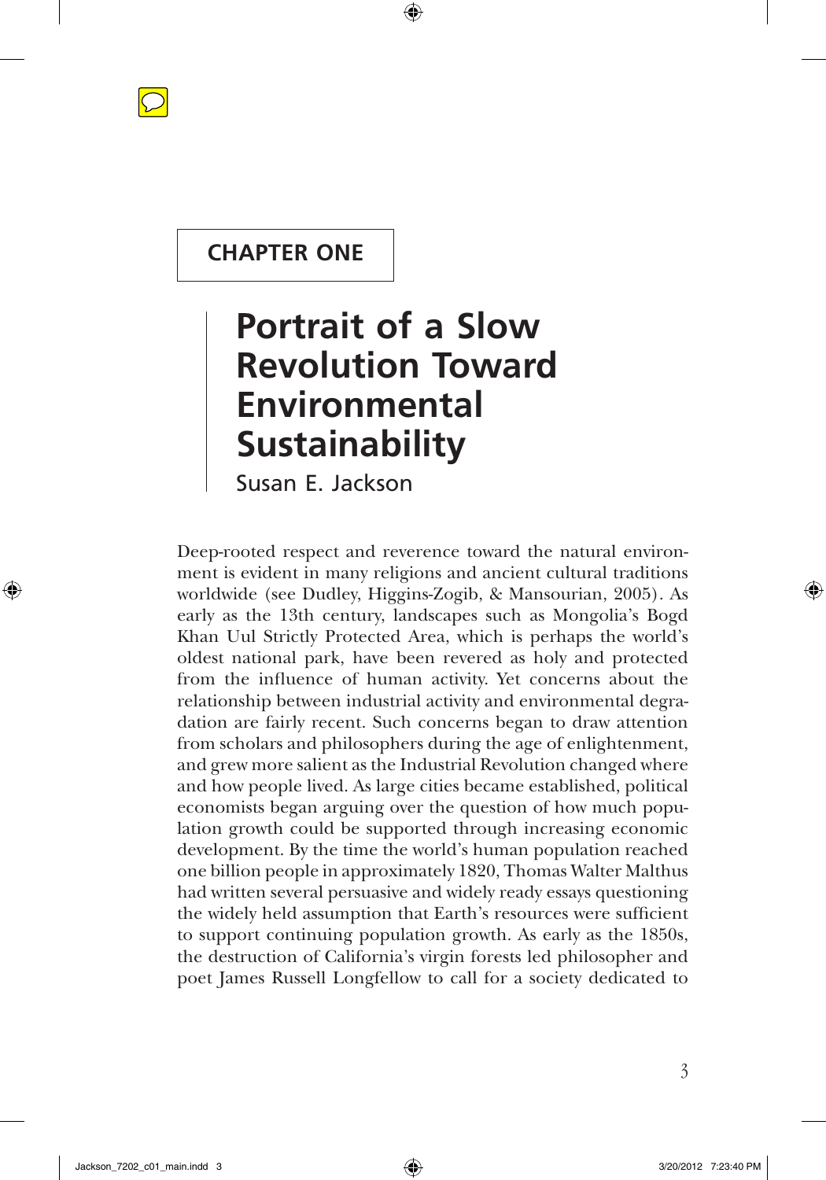# CHAPTER ONE

# Portrait of a Slow Revolution Toward Environmental Sustainability

Susan E. Jackson

Deep-rooted respect and reverence toward the natural environment is evident in many religions and ancient cultural traditions worldwide (see Dudley, Higgins-Zogib, & Mansourian, 2005). As early as the 13th century, landscapes such as Mongolia's Bogd Khan Uul Strictly Protected Area, which is perhaps the world's oldest national park, have been revered as holy and protected from the influence of human activity. Yet concerns about the relationship between industrial activity and environmental degradation are fairly recent. Such concerns began to draw attention from scholars and philosophers during the age of enlightenment, and grew more salient as the Industrial Revolution changed where and how people lived. As large cities became established, political economists began arguing over the question of how much population growth could be supported through increasing economic development. By the time the world's human population reached one billion people in approximately 1820, Thomas Walter Malthus had written several persuasive and widely ready essays questioning the widely held assumption that Earth's resources were sufficient to support continuing population growth. As early as the 1850s, the destruction of California's virgin forests led philosopher and poet James Russell Longfellow to call for a society dedicated to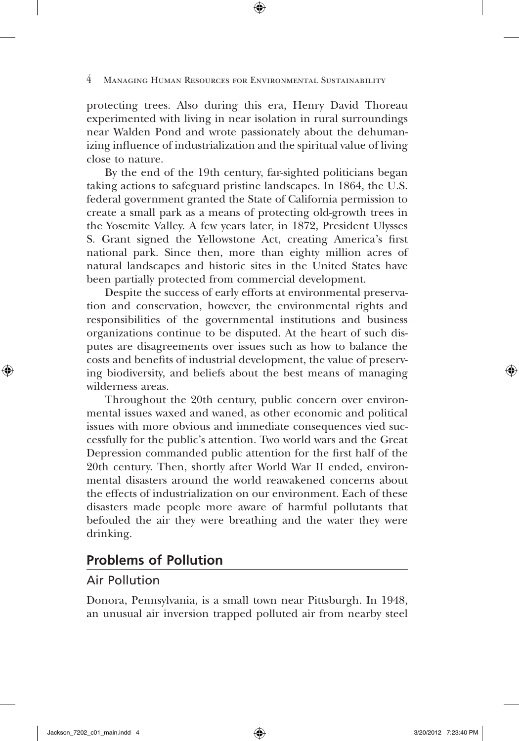protecting trees. Also during this era, Henry David Thoreau experimented with living in near isolation in rural surroundings near Walden Pond and wrote passionately about the dehumanizing influence of industrialization and the spiritual value of living close to nature.

By the end of the 19th century, far-sighted politicians began taking actions to safeguard pristine landscapes. In 1864, the U.S. federal government granted the State of California permission to create a small park as a means of protecting old-growth trees in the Yosemite Valley. A few years later, in 1872, President Ulysses S. Grant signed the Yellowstone Act, creating America's first national park. Since then, more than eighty million acres of natural landscapes and historic sites in the United States have been partially protected from commercial development.

Despite the success of early efforts at environmental preservation and conservation, however, the environmental rights and responsibilities of the governmental institutions and business organizations continue to be disputed. At the heart of such disputes are disagreements over issues such as how to balance the costs and benefits of industrial development, the value of preserving biodiversity, and beliefs about the best means of managing wilderness areas.

Throughout the 20th century, public concern over environmental issues waxed and waned, as other economic and political issues with more obvious and immediate consequences vied successfully for the public's attention. Two world wars and the Great Depression commanded public attention for the first half of the 20th century. Then, shortly after World War II ended, environmental disasters around the world reawakened concerns about the effects of industrialization on our environment. Each of these disasters made people more aware of harmful pollutants that befouled the air they were breathing and the water they were drinking.

## Problems of Pollution

### Air Pollution

Donora, Pennsylvania, is a small town near Pittsburgh. In 1948, an unusual air inversion trapped polluted air from nearby steel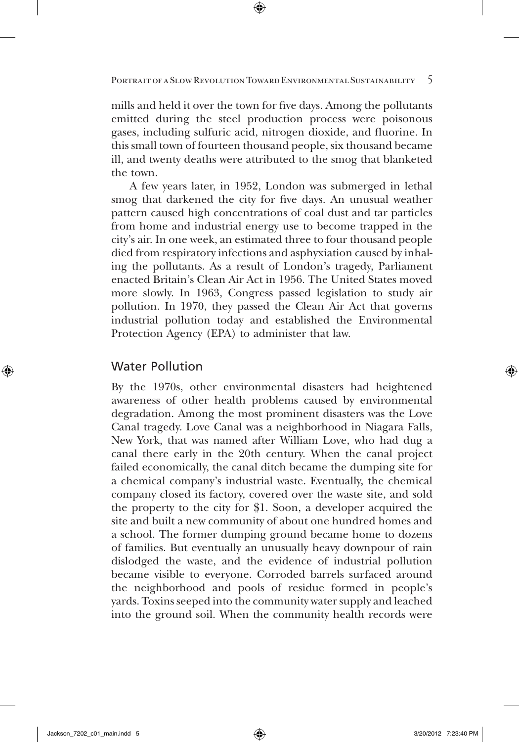mills and held it over the town for five days. Among the pollutants emitted during the steel production process were poisonous gases, including sulfuric acid, nitrogen dioxide, and fluorine. In this small town of fourteen thousand people, six thousand became ill, and twenty deaths were attributed to the smog that blanketed the town.

A few years later, in 1952, London was submerged in lethal smog that darkened the city for five days. An unusual weather pattern caused high concentrations of coal dust and tar particles from home and industrial energy use to become trapped in the city's air. In one week, an estimated three to four thousand people died from respiratory infections and asphyxiation caused by inhaling the pollutants. As a result of London's tragedy, Parliament enacted Britain's Clean Air Act in 1956. The United States moved more slowly. In 1963, Congress passed legislation to study air pollution. In 1970, they passed the Clean Air Act that governs industrial pollution today and established the Environmental Protection Agency (EPA) to administer that law.

## Water Pollution

By the 1970s, other environmental disasters had heightened awareness of other health problems caused by environmental degradation. Among the most prominent disasters was the Love Canal tragedy. Love Canal was a neighborhood in Niagara Falls, New York, that was named after William Love, who had dug a canal there early in the 20th century. When the canal project failed economically, the canal ditch became the dumping site for a chemical company's industrial waste. Eventually, the chemical company closed its factory, covered over the waste site, and sold the property to the city for $1. Soon, a developer acquired the site and built a new community of about one hundred homes and a school. The former dumping ground became home to dozens of families. But eventually an unusually heavy downpour of rain dislodged the waste, and the evidence of industrial pollution became visible to everyone. Corroded barrels surfaced around the neighborhood and pools of residue formed in people's yards. Toxins seeped into the community water supply and leached into the ground soil. When the community health records were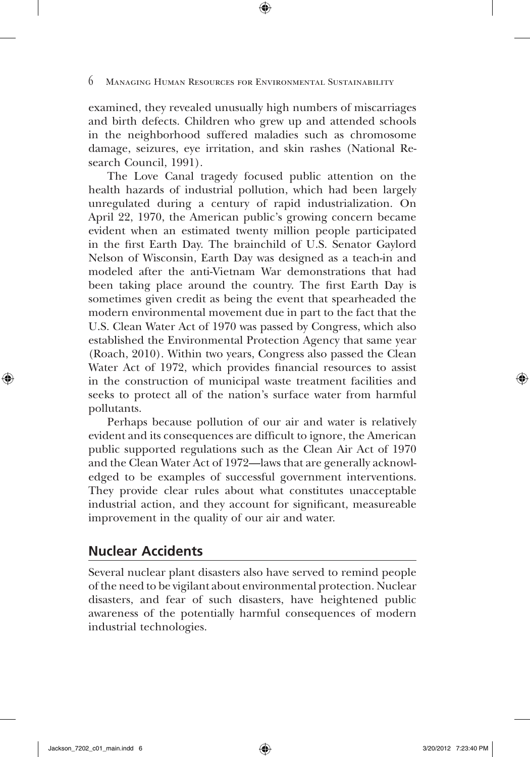examined, they revealed unusually high numbers of miscarriages and birth defects. Children who grew up and attended schools in the neighborhood suffered maladies such as chromosome damage, seizures, eye irritation, and skin rashes (National Research Council, 1991).

The Love Canal tragedy focused public attention on the health hazards of industrial pollution, which had been largely unregulated during a century of rapid industrialization. On April 22, 1970, the American public's growing concern became evident when an estimated twenty million people participated in the first Earth Day. The brainchild of U.S. Senator Gaylord Nelson of Wisconsin, Earth Day was designed as a teach-in and modeled after the anti-Vietnam War demonstrations that had been taking place around the country. The first Earth Day is sometimes given credit as being the event that spearheaded the modern environmental movement due in part to the fact that the U.S. Clean Water Act of 1970 was passed by Congress, which also established the Environmental Protection Agency that same year (Roach, 2010). Within two years, Congress also passed the Clean Water Act of 1972, which provides financial resources to assist in the construction of municipal waste treatment facilities and seeks to protect all of the nation's surface water from harmful pollutants.

Perhaps because pollution of our air and water is relatively evident and its consequences are difficult to ignore, the American public supported regulations such as the Clean Air Act of 1970 and the Clean Water Act of 1972—laws that are generally acknowledged to be examples of successful government interventions. They provide clear rules about what constitutes unacceptable industrial action, and they account for significant, measureable improvement in the quality of our air and water.

## Nuclear Accidents

Several nuclear plant disasters also have served to remind people of the need to be vigilant about environmental protection. Nuclear disasters, and fear of such disasters, have heightened public awareness of the potentially harmful consequences of modern industrial technologies.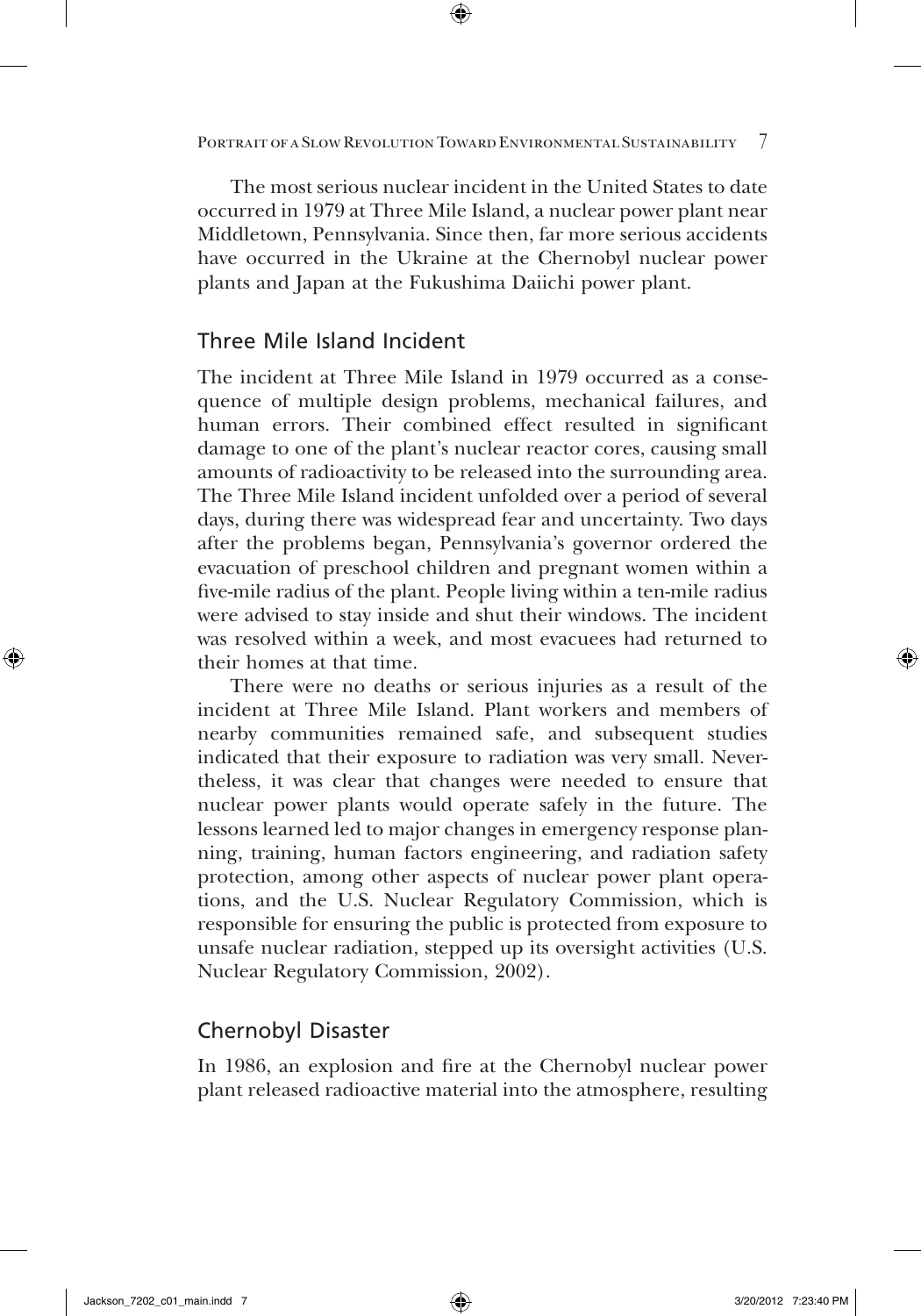The most serious nuclear incident in the United States to date occurred in 1979 at Three Mile Island, a nuclear power plant near Middletown, Pennsylvania. Since then, far more serious accidents have occurred in the Ukraine at the Chernobyl nuclear power plants and Japan at the Fukushima Daiichi power plant.

## Three Mile Island Incident

The incident at Three Mile Island in 1979 occurred as a consequence of multiple design problems, mechanical failures, and human errors. Their combined effect resulted in significant damage to one of the plant's nuclear reactor cores, causing small amounts of radioactivity to be released into the surrounding area. The Three Mile Island incident unfolded over a period of several days, during there was widespread fear and uncertainty. Two days after the problems began, Pennsylvania's governor ordered the evacuation of preschool children and pregnant women within a five-mile radius of the plant. People living within a ten-mile radius were advised to stay inside and shut their windows. The incident was resolved within a week, and most evacuees had returned to their homes at that time.

There were no deaths or serious injuries as a result of the incident at Three Mile Island. Plant workers and members of nearby communities remained safe, and subsequent studies indicated that their exposure to radiation was very small. Nevertheless, it was clear that changes were needed to ensure that nuclear power plants would operate safely in the future. The lessons learned led to major changes in emergency response planning, training, human factors engineering, and radiation safety protection, among other aspects of nuclear power plant operations, and the U.S. Nuclear Regulatory Commission, which is responsible for ensuring the public is protected from exposure to unsafe nuclear radiation, stepped up its oversight activities (U.S. Nuclear Regulatory Commission, 2002).

## Chernobyl Disaster

In 1986, an explosion and fire at the Chernobyl nuclear power plant released radioactive material into the atmosphere, resulting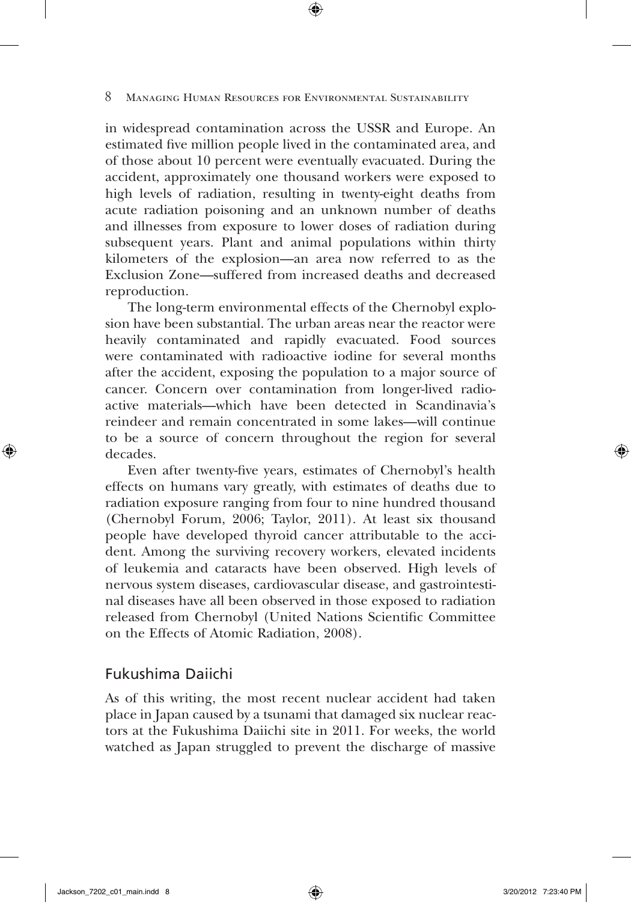in widespread contamination across the USSR and Europe. An estimated five million people lived in the contaminated area, and of those about 10 percent were eventually evacuated. During the accident, approximately one thousand workers were exposed to high levels of radiation, resulting in twenty-eight deaths from acute radiation poisoning and an unknown number of deaths and illnesses from exposure to lower doses of radiation during subsequent years. Plant and animal populations within thirty kilometers of the explosion—an area now referred to as the Exclusion Zone—suffered from increased deaths and decreased reproduction.

The long-term environmental effects of the Chernobyl explosion have been substantial. The urban areas near the reactor were heavily contaminated and rapidly evacuated. Food sources were contaminated with radioactive iodine for several months after the accident, exposing the population to a major source of cancer. Concern over contamination from longer-lived radioactive materials—which have been detected in Scandinavia's reindeer and remain concentrated in some lakes—will continue to be a source of concern throughout the region for several decades.

Even after twenty-five years, estimates of Chernobyl's health effects on humans vary greatly, with estimates of deaths due to radiation exposure ranging from four to nine hundred thousand (Chernobyl Forum, 2006; Taylor, 2011). At least six thousand people have developed thyroid cancer attributable to the accident. Among the surviving recovery workers, elevated incidents of leukemia and cataracts have been observed. High levels of nervous system diseases, cardiovascular disease, and gastrointestinal diseases have all been observed in those exposed to radiation released from Chernobyl (United Nations Scientific Committee on the Effects of Atomic Radiation, 2008).

## Fukushima Daiichi

As of this writing, the most recent nuclear accident had taken place in Japan caused by a tsunami that damaged six nuclear reactors at the Fukushima Daiichi site in 2011. For weeks, the world watched as Japan struggled to prevent the discharge of massive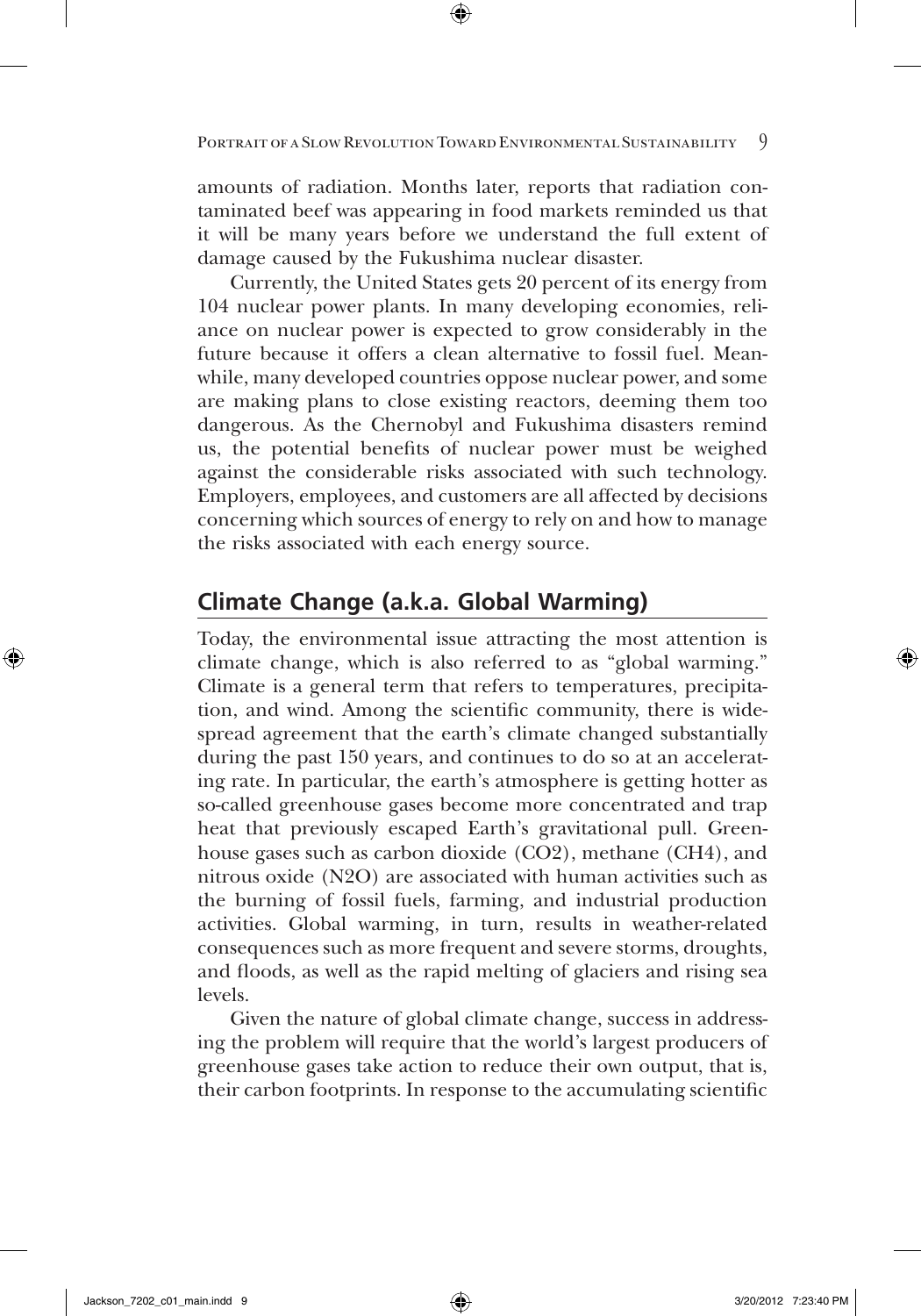amounts of radiation. Months later, reports that radiation contaminated beef was appearing in food markets reminded us that it will be many years before we understand the full extent of damage caused by the Fukushima nuclear disaster.

Currently, the United States gets 20 percent of its energy from 104 nuclear power plants. In many developing economies, reliance on nuclear power is expected to grow considerably in the future because it offers a clean alternative to fossil fuel. Meanwhile, many developed countries oppose nuclear power, and some are making plans to close existing reactors, deeming them too dangerous. As the Chernobyl and Fukushima disasters remind us, the potential benefits of nuclear power must be weighed against the considerable risks associated with such technology. Employers, employees, and customers are all affected by decisions concerning which sources of energy to rely on and how to manage the risks associated with each energy source.

## Climate Change (a.k.a. Global Warming)

Today, the environmental issue attracting the most attention is climate change, which is also referred to as "global warming." Climate is a general term that refers to temperatures, precipitation, and wind. Among the scientific community, there is widespread agreement that the earth's climate changed substantially during the past 150 years, and continues to do so at an accelerating rate. In particular, the earth's atmosphere is getting hotter as so-called greenhouse gases become more concentrated and trap heat that previously escaped Earth's gravitational pull. Greenhouse gases such as carbon dioxide ($CO_2$), methane ($CH_4$), and nitrous oxide ($N_2O$) are associated with human activities such as the burning of fossil fuels, farming, and industrial production activities. Global warming, in turn, results in weather-related consequences such as more frequent and severe storms, droughts, and floods, as well as the rapid melting of glaciers and rising sea levels.

Given the nature of global climate change, success in addressing the problem will require that the world's largest producers of greenhouse gases take action to reduce their own output, that is, their carbon footprints. In response to the accumulating scientific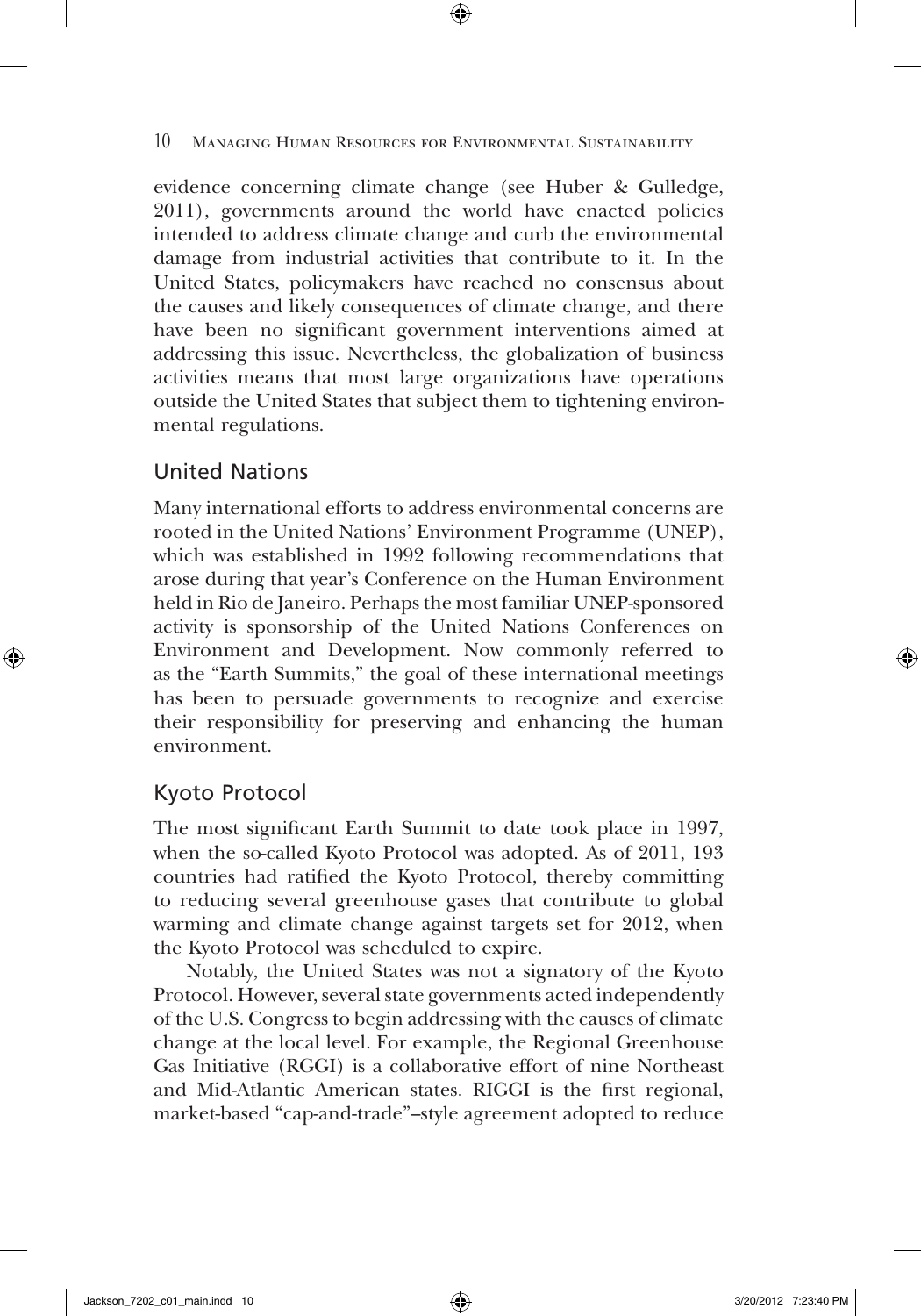evidence concerning climate change (see Huber & Gulledge, 2011), governments around the world have enacted policies intended to address climate change and curb the environmental damage from industrial activities that contribute to it. In the United States, policymakers have reached no consensus about the causes and likely consequences of climate change, and there have been no significant government interventions aimed at addressing this issue. Nevertheless, the globalization of business activities means that most large organizations have operations outside the United States that subject them to tightening environmental regulations.

## United Nations

Many international efforts to address environmental concerns are rooted in the United Nations' Environment Programme (UNEP), which was established in 1992 following recommendations that arose during that year's Conference on the Human Environment held in Rio de Janeiro. Perhaps the most familiar UNEP-sponsored activity is sponsorship of the United Nations Conferences on Environment and Development. Now commonly referred to as the "Earth Summits," the goal of these international meetings has been to persuade governments to recognize and exercise their responsibility for preserving and enhancing the human environment.

## Kyoto Protocol

The most significant Earth Summit to date took place in 1997, when the so-called Kyoto Protocol was adopted. As of 2011, 193 countries had ratified the Kyoto Protocol, thereby committing to reducing several greenhouse gases that contribute to global warming and climate change against targets set for 2012, when the Kyoto Protocol was scheduled to expire.

Notably, the United States was not a signatory of the Kyoto Protocol. However, several state governments acted independently of the U.S. Congress to begin addressing with the causes of climate change at the local level. For example, the Regional Greenhouse Gas Initiative (RGGI) is a collaborative effort of nine Northeast and Mid-Atlantic American states. RIGGI is the first regional, market-based "cap-and-trade"–style agreement adopted to reduce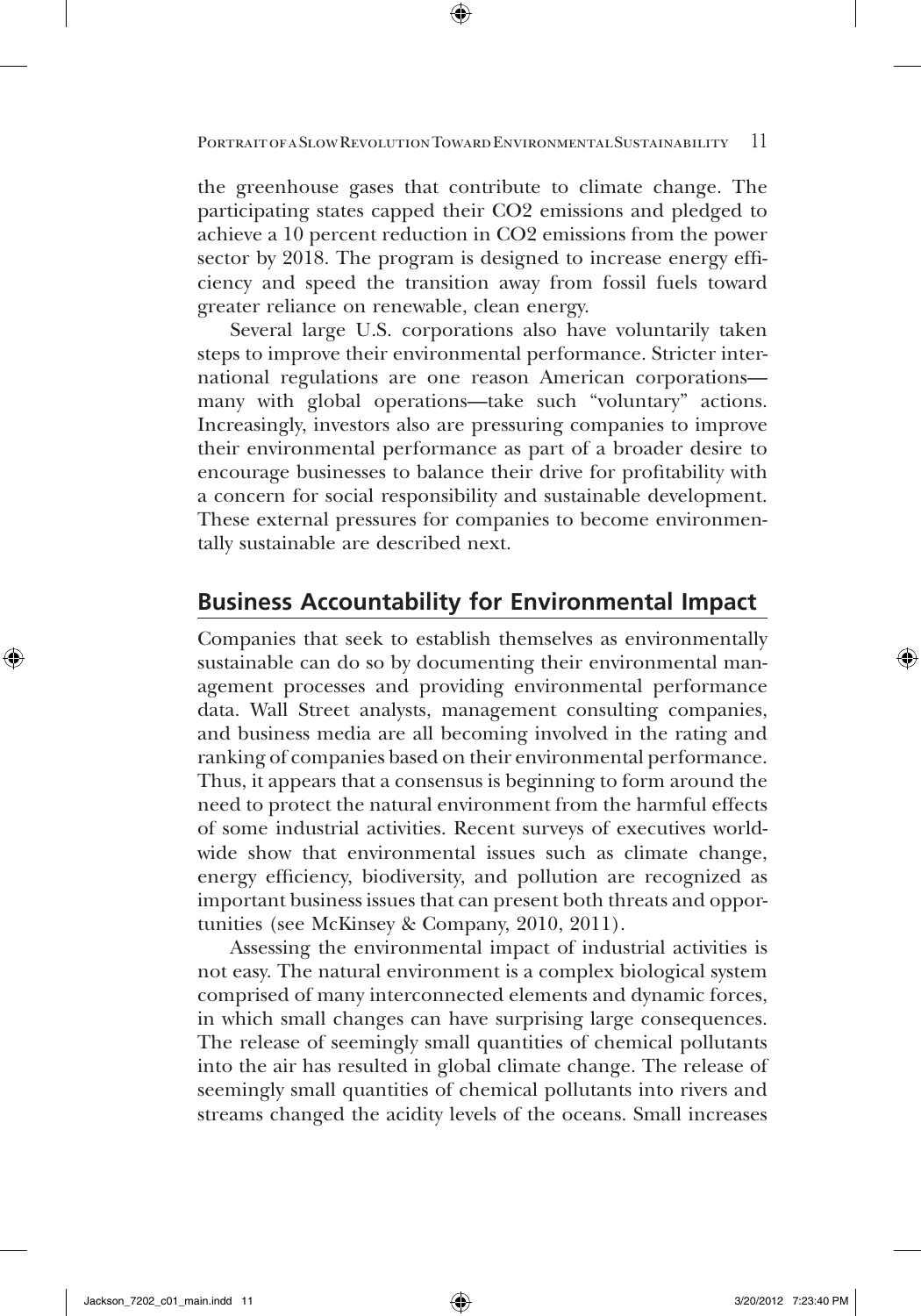the greenhouse gases that contribute to climate change. The participating states capped their $CO_2$ emissions and pledged to achieve a 10 percent reduction in $CO_2$ emissions from the power sector by 2018. The program is designed to increase energy efficiency and speed the transition away from fossil fuels toward greater reliance on renewable, clean energy.

Several large U.S. corporations also have voluntarily taken steps to improve their environmental performance. Stricter international regulations are one reason American corporations—many with global operations—take such "voluntary" actions. Increasingly, investors also are pressuring companies to improve their environmental performance as part of a broader desire to encourage businesses to balance their drive for profitability with a concern for social responsibility and sustainable development. These external pressures for companies to become environmentally sustainable are described next.

## Business Accountability for Environmental Impact

Companies that seek to establish themselves as environmentally sustainable can do so by documenting their environmental management processes and providing environmental performance data. Wall Street analysts, management consulting companies, and business media are all becoming involved in the rating and ranking of companies based on their environmental performance. Thus, it appears that a consensus is beginning to form around the need to protect the natural environment from the harmful effects of some industrial activities. Recent surveys of executives worldwide show that environmental issues such as climate change, energy efficiency, biodiversity, and pollution are recognized as important business issues that can present both threats and opportunities (see McKinsey & Company, 2010, 2011).

Assessing the environmental impact of industrial activities is not easy. The natural environment is a complex biological system comprised of many interconnected elements and dynamic forces, in which small changes can have surprising large consequences. The release of seemingly small quantities of chemical pollutants into the air has resulted in global climate change. The release of seemingly small quantities of chemical pollutants into rivers and streams changed the acidity levels of the oceans. Small increases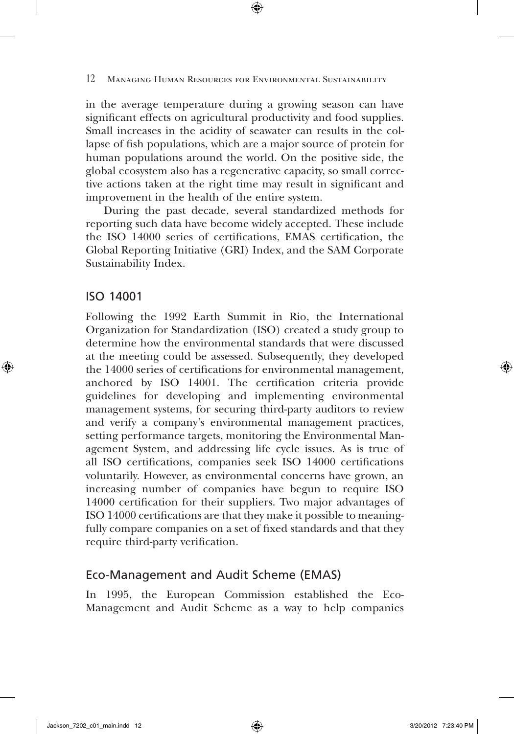in the average temperature during a growing season can have significant effects on agricultural productivity and food supplies. Small increases in the acidity of seawater can results in the collapse of fish populations, which are a major source of protein for human populations around the world. On the positive side, the global ecosystem also has a regenerative capacity, so small corrective actions taken at the right time may result in significant and improvement in the health of the entire system.

During the past decade, several standardized methods for reporting such data have become widely accepted. These include the ISO 14000 series of certifications, EMAS certification, the Global Reporting Initiative (GRI) Index, and the SAM Corporate Sustainability Index.

## ISO 14001

Following the 1992 Earth Summit in Rio, the International Organization for Standardization (ISO) created a study group to determine how the environmental standards that were discussed at the meeting could be assessed. Subsequently, they developed the 14000 series of certifications for environmental management, anchored by ISO 14001. The certification criteria provide guidelines for developing and implementing environmental management systems, for securing third-party auditors to review and verify a company's environmental management practices, setting performance targets, monitoring the Environmental Management System, and addressing life cycle issues. As is true of all ISO certifications, companies seek ISO 14000 certifications voluntarily. However, as environmental concerns have grown, an increasing number of companies have begun to require ISO 14000 certification for their suppliers. Two major advantages of ISO 14000 certifications are that they make it possible to meaningfully compare companies on a set of fixed standards and that they require third-party verification.

## Eco-Management and Audit Scheme (EMAS)

In 1995, the European Commission established the Eco-Management and Audit Scheme as a way to help companies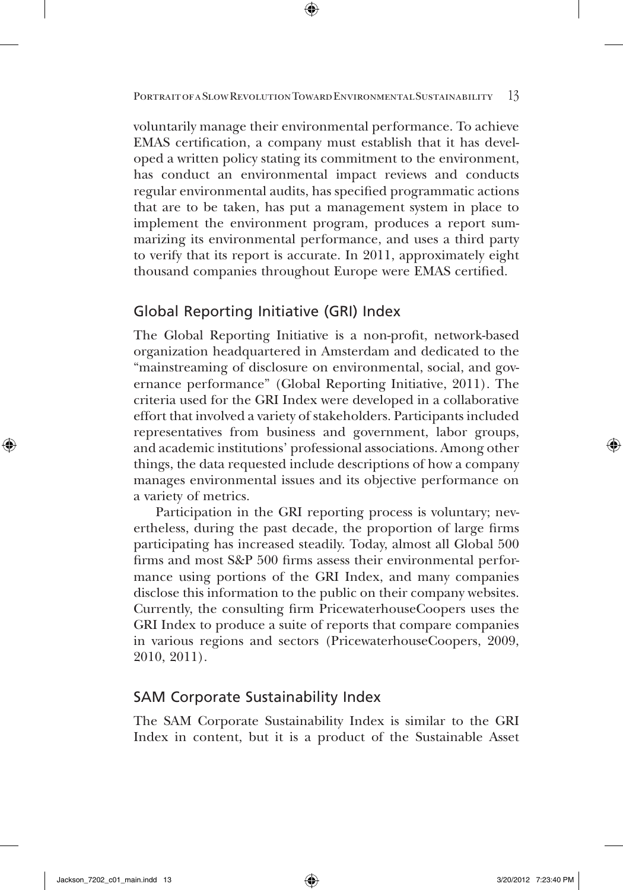voluntarily manage their environmental performance. To achieve EMAS certification, a company must establish that it has developed a written policy stating its commitment to the environment, has conduct an environmental impact reviews and conducts regular environmental audits, has specified programmatic actions that are to be taken, has put a management system in place to implement the environment program, produces a report summarizing its environmental performance, and uses a third party to verify that its report is accurate. In 2011, approximately eight thousand companies throughout Europe were EMAS certified.

## Global Reporting Initiative (GRI) Index

The Global Reporting Initiative is a non-profit, network-based organization headquartered in Amsterdam and dedicated to the "mainstreaming of disclosure on environmental, social, and governance performance" (Global Reporting Initiative, 2011). The criteria used for the GRI Index were developed in a collaborative effort that involved a variety of stakeholders. Participants included representatives from business and government, labor groups, and academic institutions' professional associations. Among other things, the data requested include descriptions of how a company manages environmental issues and its objective performance on a variety of metrics.

Participation in the GRI reporting process is voluntary; nevertheless, during the past decade, the proportion of large firms participating has increased steadily. Today, almost all Global 500 firms and most S&P 500 firms assess their environmental performance using portions of the GRI Index, and many companies disclose this information to the public on their company websites. Currently, the consulting firm PricewaterhouseCoopers uses the GRI Index to produce a suite of reports that compare companies in various regions and sectors (PricewaterhouseCoopers, 2009, 2010, 2011).

## SAM Corporate Sustainability Index

The SAM Corporate Sustainability Index is similar to the GRI Index in content, but it is a product of the Sustainable Asset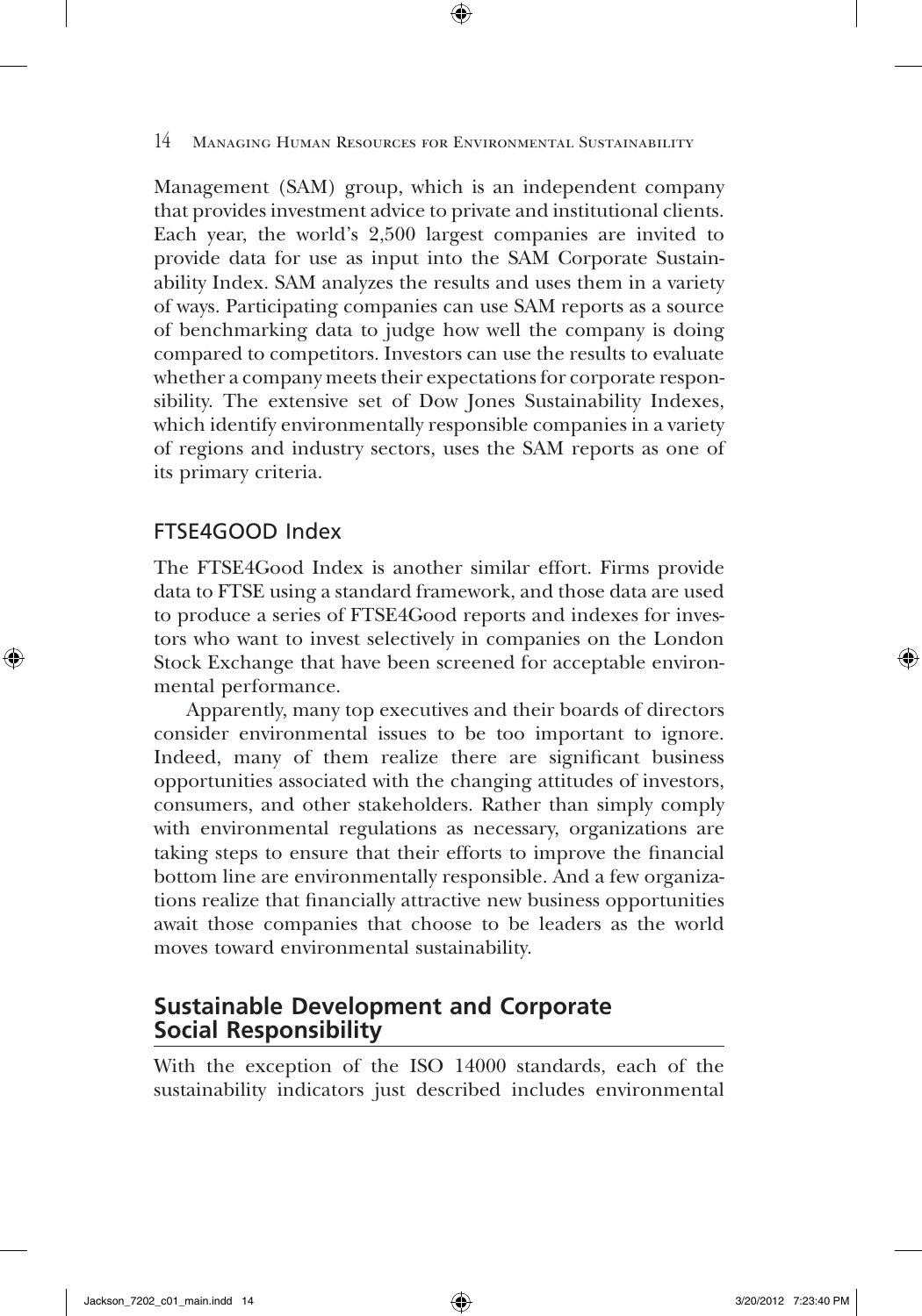Management (SAM) group, which is an independent company that provides investment advice to private and institutional clients. Each year, the world's 2,500 largest companies are invited to provide data for use as input into the SAM Corporate Sustainability Index. SAM analyzes the results and uses them in a variety of ways. Participating companies can use SAM reports as a source of benchmarking data to judge how well the company is doing compared to competitors. Investors can use the results to evaluate whether a company meets their expectations for corporate responsibility. The extensive set of Dow Jones Sustainability Indexes, which identify environmentally responsible companies in a variety of regions and industry sectors, uses the SAM reports as one of its primary criteria.

### FTSE4GOOD Index

The FTSE4Good Index is another similar effort. Firms provide data to FTSE using a standard framework, and those data are used to produce a series of FTSE4Good reports and indexes for investors who want to invest selectively in companies on the London Stock Exchange that have been screened for acceptable environmental performance.

Apparently, many top executives and their boards of directors consider environmental issues to be too important to ignore. Indeed, many of them realize there are significant business opportunities associated with the changing attitudes of investors, consumers, and other stakeholders. Rather than simply comply with environmental regulations as necessary, organizations are taking steps to ensure that their efforts to improve the financial bottom line are environmentally responsible. And a few organizations realize that financially attractive new business opportunities await those companies that choose to be leaders as the world moves toward environmental sustainability.

## Sustainable Development and Corporate Social Responsibility

With the exception of the ISO 14000 standards, each of the sustainability indicators just described includes environmental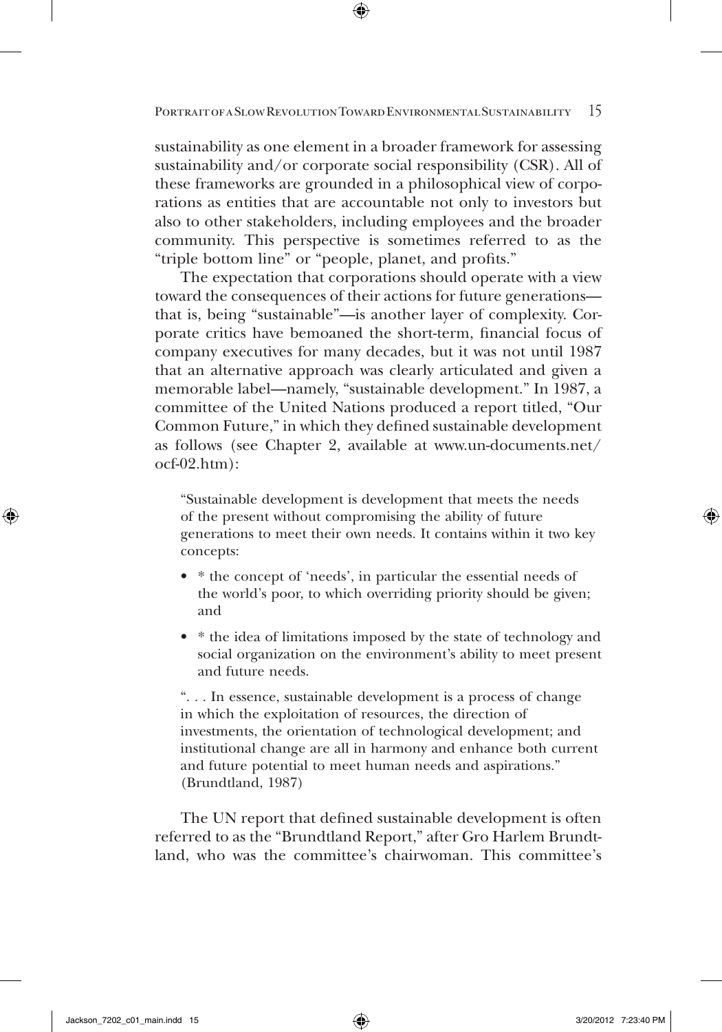sustainability as one element in a broader framework for assessing sustainability and/or corporate social responsibility (CSR). All of these frameworks are grounded in a philosophical view of corporations as entities that are accountable not only to investors but also to other stakeholders, including employees and the broader community. This perspective is sometimes referred to as the "triple bottom line" or "people, planet, and profits."

The expectation that corporations should operate with a view toward the consequences of their actions for future generations—that is, being "sustainable"—is another layer of complexity. Corporate critics have bemoaned the short-term, financial focus of company executives for many decades, but it was not until 1987 that an alternative approach was clearly articulated and given a memorable label—namely, "sustainable development." In 1987, a committee of the United Nations produced a report titled, "Our Common Future," in which they defined sustainable development as follows (see Chapter 2, available at www.un-documents.net/ocf-02.htm):

> "Sustainable development is development that meets the needs of the present without compromising the ability of future generations to meet their own needs. It contains within it two key concepts:
>
> - * the concept of 'needs', in particular the essential needs of the world's poor, to which overriding priority should be given; and
> - * the idea of limitations imposed by the state of technology and social organization on the environment's ability to meet present and future needs.
>
> ". . . In essence, sustainable development is a process of change in which the exploitation of resources, the direction of investments, the orientation of technological development; and institutional change are all in harmony and enhance both current and future potential to meet human needs and aspirations." (Brundtland, 1987)

The UN report that defined sustainable development is often referred to as the "Brundtland Report," after Gro Harlem Brundtland, who was the committee's chairwoman. This committee's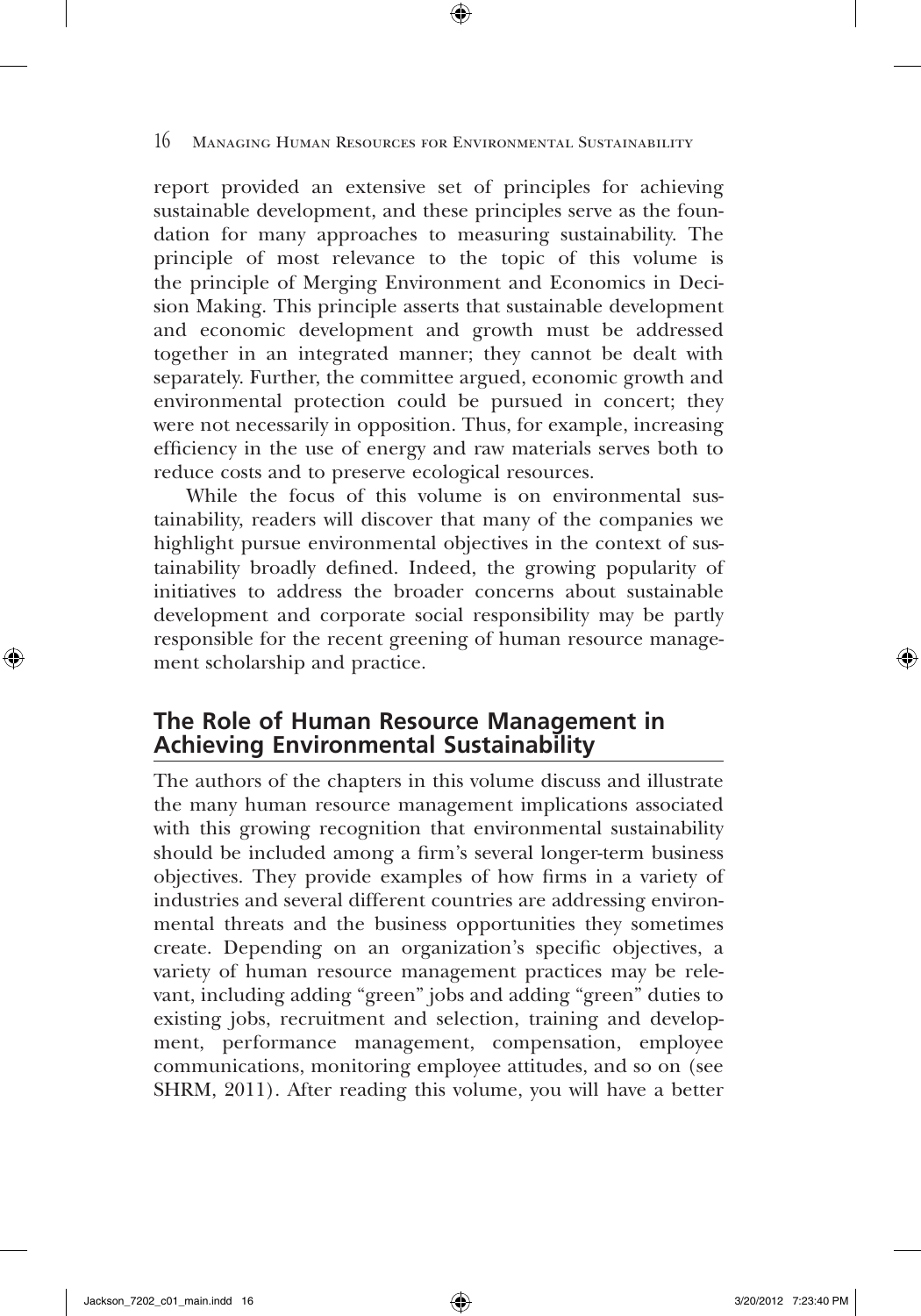report provided an extensive set of principles for achieving sustainable development, and these principles serve as the foundation for many approaches to measuring sustainability. The principle of most relevance to the topic of this volume is the principle of Merging Environment and Economics in Decision Making. This principle asserts that sustainable development and economic development and growth must be addressed together in an integrated manner; they cannot be dealt with separately. Further, the committee argued, economic growth and environmental protection could be pursued in concert; they were not necessarily in opposition. Thus, for example, increasing efficiency in the use of energy and raw materials serves both to reduce costs and to preserve ecological resources.

While the focus of this volume is on environmental sustainability, readers will discover that many of the companies we highlight pursue environmental objectives in the context of sustainability broadly defined. Indeed, the growing popularity of initiatives to address the broader concerns about sustainable development and corporate social responsibility may be partly responsible for the recent greening of human resource management scholarship and practice.

## The Role of Human Resource Management in Achieving Environmental Sustainability

The authors of the chapters in this volume discuss and illustrate the many human resource management implications associated with this growing recognition that environmental sustainability should be included among a firm's several longer-term business objectives. They provide examples of how firms in a variety of industries and several different countries are addressing environmental threats and the business opportunities they sometimes create. Depending on an organization's specific objectives, a variety of human resource management practices may be relevant, including adding "green" jobs and adding "green" duties to existing jobs, recruitment and selection, training and development, performance management, compensation, employee communications, monitoring employee attitudes, and so on (see SHRM, 2011). After reading this volume, you will have a better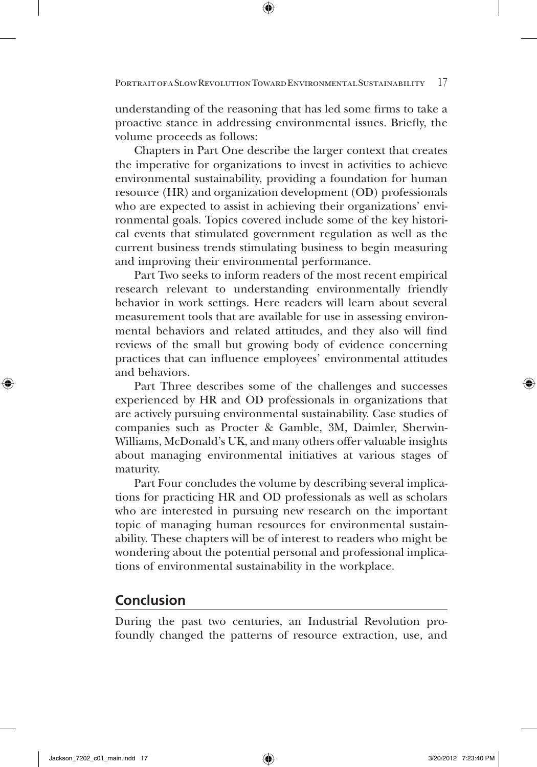understanding of the reasoning that has led some firms to take a proactive stance in addressing environmental issues. Briefly, the volume proceeds as follows:

Chapters in Part One describe the larger context that creates the imperative for organizations to invest in activities to achieve environmental sustainability, providing a foundation for human resource (HR) and organization development (OD) professionals who are expected to assist in achieving their organizations' environmental goals. Topics covered include some of the key historical events that stimulated government regulation as well as the current business trends stimulating business to begin measuring and improving their environmental performance.

Part Two seeks to inform readers of the most recent empirical research relevant to understanding environmentally friendly behavior in work settings. Here readers will learn about several measurement tools that are available for use in assessing environmental behaviors and related attitudes, and they also will find reviews of the small but growing body of evidence concerning practices that can influence employees' environmental attitudes and behaviors.

Part Three describes some of the challenges and successes experienced by HR and OD professionals in organizations that are actively pursuing environmental sustainability. Case studies of companies such as Procter & Gamble, 3M, Daimler, Sherwin-Williams, McDonald's UK, and many others offer valuable insights about managing environmental initiatives at various stages of maturity.

Part Four concludes the volume by describing several implications for practicing HR and OD professionals as well as scholars who are interested in pursuing new research on the important topic of managing human resources for environmental sustainability. These chapters will be of interest to readers who might be wondering about the potential personal and professional implications of environmental sustainability in the workplace.

## Conclusion

During the past two centuries, an Industrial Revolution profoundly changed the patterns of resource extraction, use, and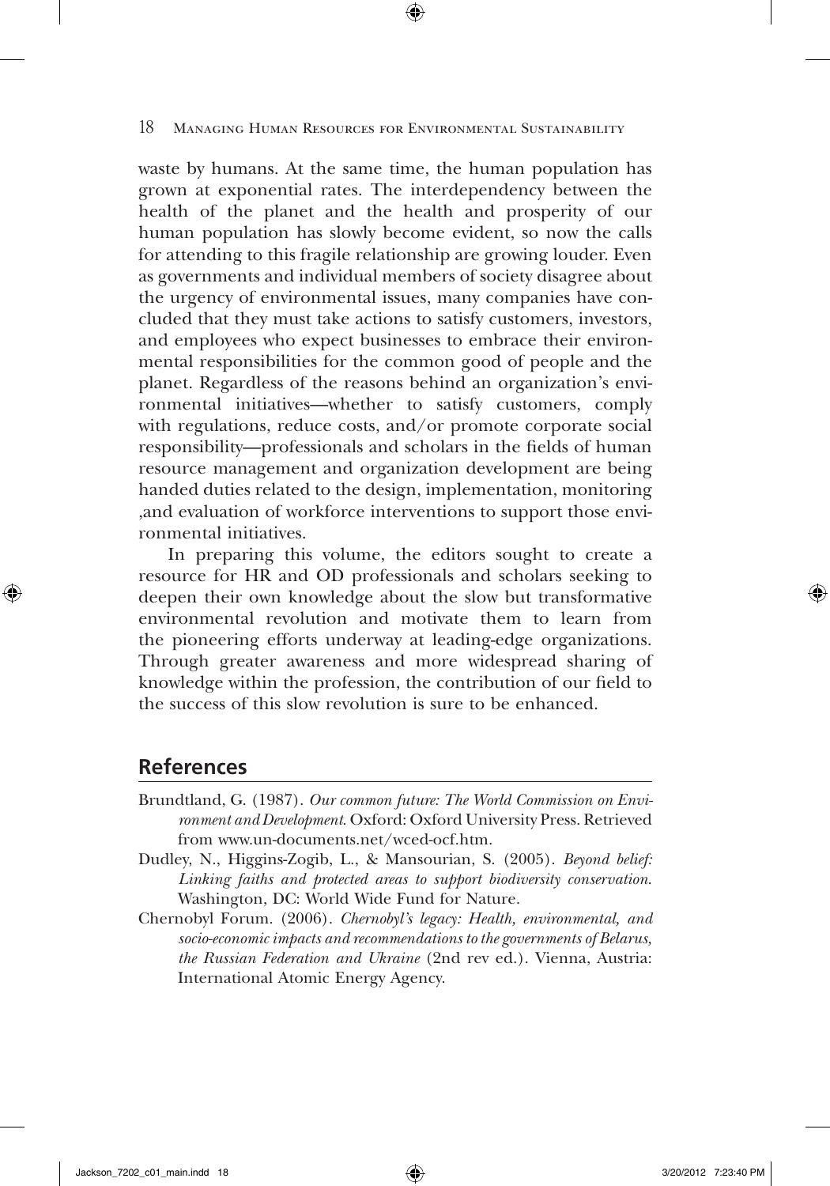waste by humans. At the same time, the human population has grown at exponential rates. The interdependency between the health of the planet and the health and prosperity of our human population has slowly become evident, so now the calls for attending to this fragile relationship are growing louder. Even as governments and individual members of society disagree about the urgency of environmental issues, many companies have concluded that they must take actions to satisfy customers, investors, and employees who expect businesses to embrace their environmental responsibilities for the common good of people and the planet. Regardless of the reasons behind an organization's environmental initiatives—whether to satisfy customers, comply with regulations, reduce costs, and/or promote corporate social responsibility—professionals and scholars in the fields of human resource management and organization development are being handed duties related to the design, implementation, monitoring ,and evaluation of workforce interventions to support those environmental initiatives.

In preparing this volume, the editors sought to create a resource for HR and OD professionals and scholars seeking to deepen their own knowledge about the slow but transformative environmental revolution and motivate them to learn from the pioneering efforts underway at leading-edge organizations. Through greater awareness and more widespread sharing of knowledge within the profession, the contribution of our field to the success of this slow revolution is sure to be enhanced.

## References

Brundtland, G. (1987). *Our common future: The World Commission on Environment and Development*. Oxford: Oxford University Press. Retrieved from www.un-documents.net/wced-ocf.htm.

Dudley, N., Higgins-Zogib, L., & Mansourian, S. (2005). *Beyond belief: Linking faiths and protected areas to support biodiversity conservation.* Washington, DC: World Wide Fund for Nature.

Chernobyl Forum. (2006). *Chernobyl's legacy: Health, environmental, and socio-economic impacts and recommendations to the governments of Belarus, the Russian Federation and Ukraine* (2nd rev ed.). Vienna, Austria: International Atomic Energy Agency.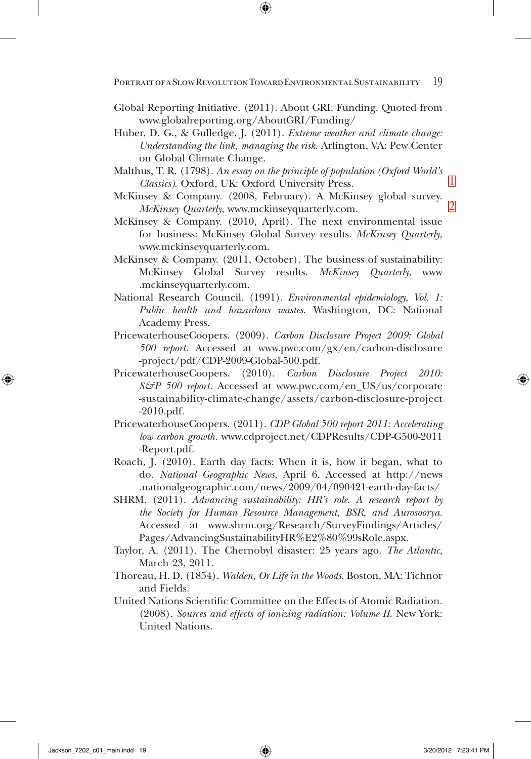Global Reporting Initiative. (2011). About GRI: Funding. Quoted from www.globalreporting.org/AboutGRI/Funding/

Huber, D. G., & Gulledge, J. (2011). *Extreme weather and climate change: Understanding the link, managing the risk*. Arlington, VA: Pew Center on Global Climate Change.

Malthus, T. R. (1798). *An essay on the principle of population (Oxford World's Classics)*. Oxford, UK: Oxford University Press.

McKinsey & Company. (2008, February). A McKinsey global survey. *McKinsey Quarterly*, www.mckinseyquarterly.com.

McKinsey & Company. (2010, April). The next environmental issue for business: McKinsey Global Survey results. *McKinsey Quarterly*, www.mckinseyquarterly.com.

McKinsey & Company. (2011, October). The business of sustainability: McKinsey Global Survey results. *McKinsey Quarterly*, www.mckinseyquarterly.com.

National Research Council. (1991). *Environmental epidemiology, Vol. 1: Public health and hazardous wastes*. Washington, DC: National Academy Press.

PricewaterhouseCoopers. (2009). *Carbon Disclosure Project 2009: Global 500 report*. Accessed at www.pwc.com/gx/en/carbon-disclosure-project/pdf/CDP-2009-Global-500.pdf.

PricewaterhouseCoopers. (2010). *Carbon Disclosure Project 2010: S&P 500 report*. Accessed at www.pwc.com/en_US/us/corporate-sustainability-climate-change/assets/carbon-disclosure-project-2010.pdf.

PricewaterhouseCoopers. (2011). *CDP Global 500 report 2011: Accelerating low carbon growth*. www.cdproject.net/CDPResults/CDP-G500-2011-Report.pdf.

Roach, J. (2010). Earth day facts: When it is, how it began, what to do. *National Geographic News*, April 6. Accessed at http://news.nationalgeographic.com/news/2009/04/090421-earth-day-facts/

SHRM. (2011). *Advancing sustainability: HR's role. A research report by the Society for Human Resource Management, BSR, and Aurosoorya*. Accessed at www.shrm.org/Research/SurveyFindings/Articles/Pages/AdvancingSustainabilityHR%E2%80%99sRole.aspx.

Taylor, A. (2011). The Chernobyl disaster: 25 years ago. *The Atlantic*, March 23, 2011.

Thoreau, H. D. (1854). *Walden, Or Life in the Woods*. Boston, MA: Tichnor and Fields.

United Nations Scientific Committee on the Effects of Atomic Radiation. (2008). *Sources and effects of ionizing radiation: Volume II*. New York: United Nations.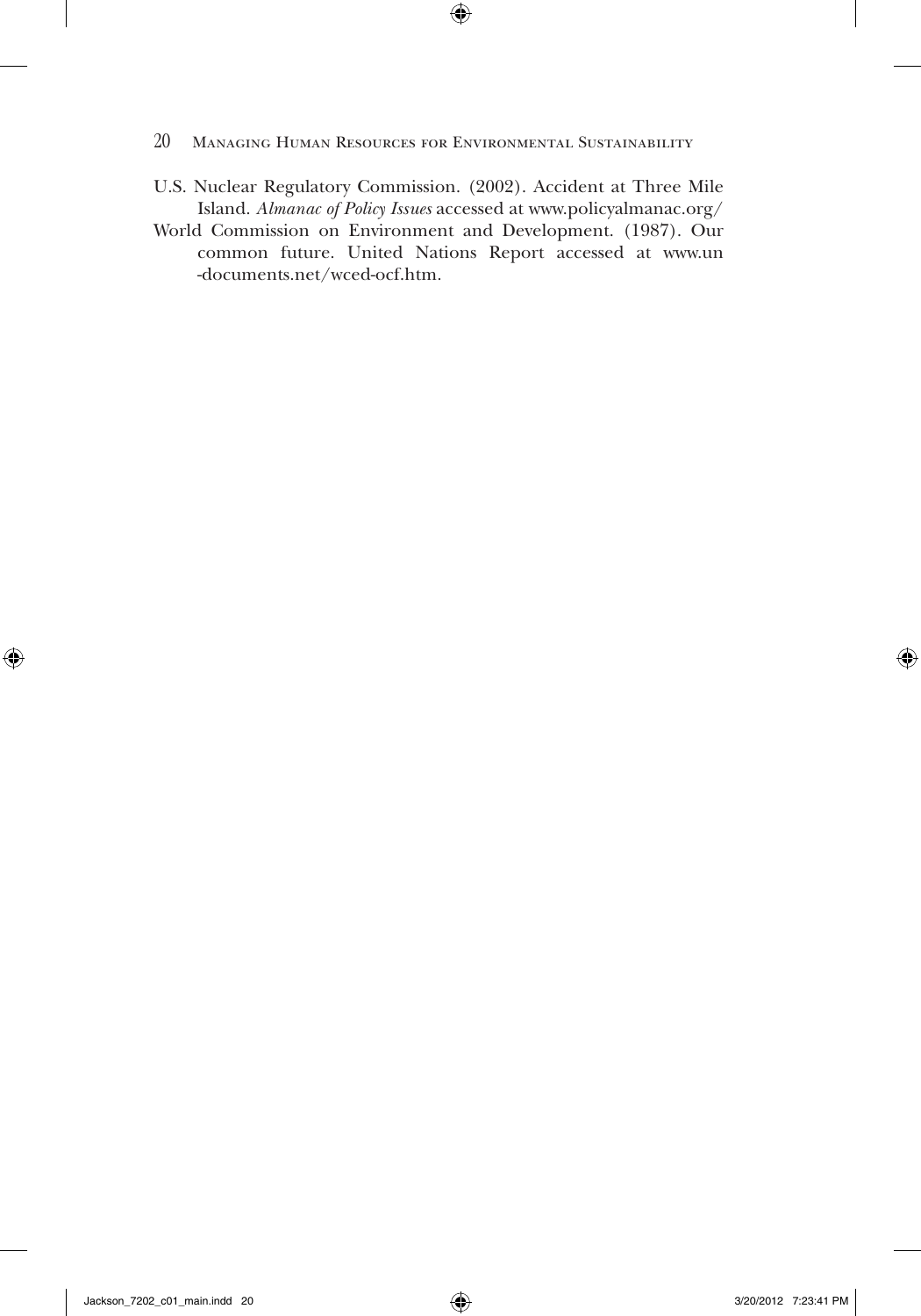U.S. Nuclear Regulatory Commission. (2002). Accident at Three Mile Island. *Almanac of Policy Issues* accessed at www.policyalmanac.org/

World Commission on Environment and Development. (1987). Our common future. United Nations Report accessed at www.un-documents.net/wced-ocf.htm.